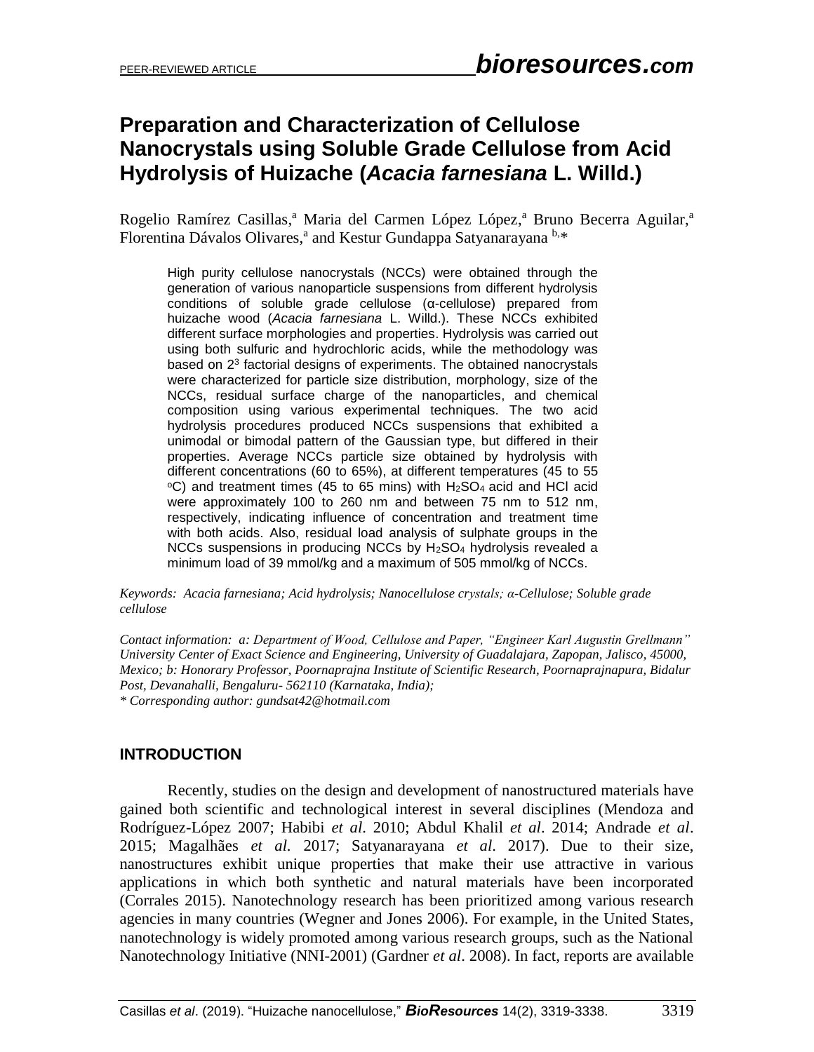# Preparation and Characterization of Cellulose Nanocrystals using Soluble Grade Cellulose from Acid Hydrolysis of Huizache (*Acacia farnesiana* L. Willd.)

Rogelio Ramírez Casillas,[a] Maria del Carmen López López,[a] Bruno Becerra Aguilar,[a] Florentina Dávalos Olivares,[a] and Kestur Gundappa Satyanarayana [b,*]

High purity cellulose nanocrystals (NCCs) were obtained through the generation of various nanoparticle suspensions from different hydrolysis conditions of soluble grade cellulose (α-cellulose) prepared from huizache wood (*Acacia farnesiana* L. Willd.). These NCCs exhibited different surface morphologies and properties. Hydrolysis was carried out using both sulfuric and hydrochloric acids, while the methodology was based on $2^3$ factorial designs of experiments. The obtained nanocrystals were characterized for particle size distribution, morphology, size of the NCCs, residual surface charge of the nanoparticles, and chemical composition using various experimental techniques. The two acid hydrolysis procedures produced NCCs suspensions that exhibited a unimodal or bimodal pattern of the Gaussian type, but differed in their properties. Average NCCs particle size obtained by hydrolysis with different concentrations (60 to 65%), at different temperatures (45 to 55 °C) and treatment times (45 to 65 mins) with $H_2SO_4$ acid and HCl acid were approximately 100 to 260 nm and between 75 nm to 512 nm, respectively, indicating influence of concentration and treatment time with both acids. Also, residual load analysis of sulphate groups in the NCCs suspensions in producing NCCs by $H_2SO_4$ hydrolysis revealed a minimum load of 39 mmol/kg and a maximum of 505 mmol/kg of NCCs.

*Keywords: Acacia farnesiana; Acid hydrolysis; Nanocellulose crystals; α-Cellulose; Soluble grade cellulose*

*Contact information: a: Department of Wood, Cellulose and Paper, "Engineer Karl Augustin Grellmann" University Center of Exact Science and Engineering, University of Guadalajara, Zapopan, Jalisco, 45000, Mexico; b: Honorary Professor, Poornaprajna Institute of Scientific Research, Poornaprajnapura, Bidalur Post, Devanahalli, Bengaluru- 562110 (Karnataka, India);*
*\* Corresponding author: gundsat42@hotmail.com*

## INTRODUCTION

Recently, studies on the design and development of nanostructured materials have gained both scientific and technological interest in several disciplines (Mendoza and Rodríguez-López 2007; Habibi *et al*. 2010; Abdul Khalil *et al*. 2014; Andrade *et al*. 2015; Magalhães *et al.* 2017; Satyanarayana *et al.* 2017). Due to their size, nanostructures exhibit unique properties that make their use attractive in various applications in which both synthetic and natural materials have been incorporated (Corrales 2015). Nanotechnology research has been prioritized among various research agencies in many countries (Wegner and Jones 2006). For example, in the United States, nanotechnology is widely promoted among various research groups, such as the National Nanotechnology Initiative (NNI-2001) (Gardner *et al*. 2008). In fact, reports are available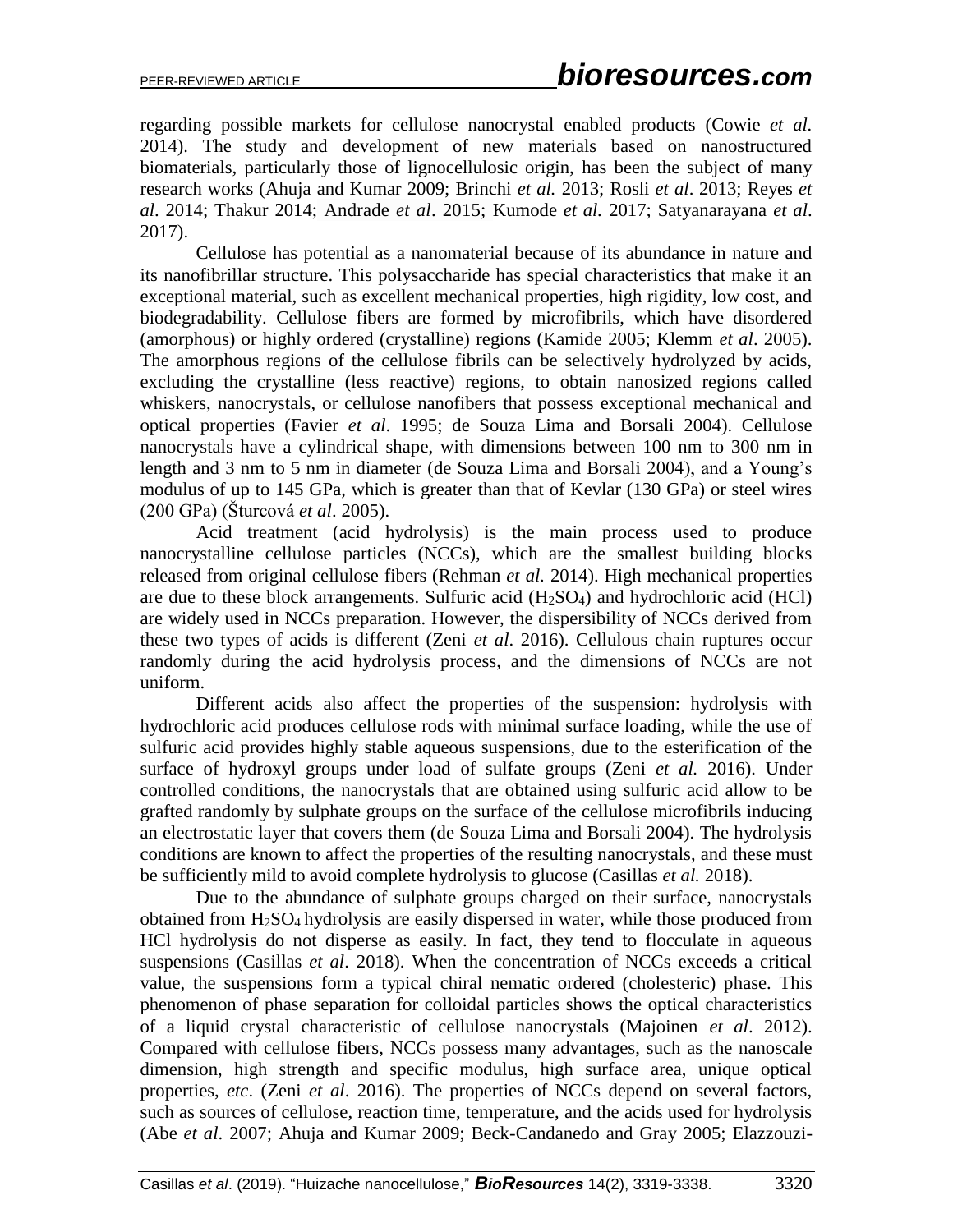regarding possible markets for cellulose nanocrystal enabled products (Cowie *et al.* 2014). The study and development of new materials based on nanostructured biomaterials, particularly those of lignocellulosic origin, has been the subject of many research works (Ahuja and Kumar 2009; Brinchi *et al.* 2013; Rosli *et al*. 2013; Reyes *et al*. 2014; Thakur 2014; Andrade *et al*. 2015; Kumode *et al.* 2017; Satyanarayana *et al*. 2017).

Cellulose has potential as a nanomaterial because of its abundance in nature and its nanofibrillar structure. This polysaccharide has special characteristics that make it an exceptional material, such as excellent mechanical properties, high rigidity, low cost, and biodegradability. Cellulose fibers are formed by microfibrils, which have disordered (amorphous) or highly ordered (crystalline) regions (Kamide 2005; Klemm *et al*. 2005). The amorphous regions of the cellulose fibrils can be selectively hydrolyzed by acids, excluding the crystalline (less reactive) regions, to obtain nanosized regions called whiskers, nanocrystals, or cellulose nanofibers that possess exceptional mechanical and optical properties (Favier *et al*. 1995; de Souza Lima and Borsali 2004). Cellulose nanocrystals have a cylindrical shape, with dimensions between 100 nm to 300 nm in length and 3 nm to 5 nm in diameter (de Souza Lima and Borsali 2004), and a Young's modulus of up to 145 GPa, which is greater than that of Kevlar (130 GPa) or steel wires (200 GPa) (Šturcová *et al*. 2005).

Acid treatment (acid hydrolysis) is the main process used to produce nanocrystalline cellulose particles (NCCs), which are the smallest building blocks released from original cellulose fibers (Rehman *et al.* 2014). High mechanical properties are due to these block arrangements. Sulfuric acid ($H_2SO_4$) and hydrochloric acid (HCl) are widely used in NCCs preparation. However, the dispersibility of NCCs derived from these two types of acids is different (Zeni *et al*. 2016). Cellulous chain ruptures occur randomly during the acid hydrolysis process, and the dimensions of NCCs are not uniform.

Different acids also affect the properties of the suspension: hydrolysis with hydrochloric acid produces cellulose rods with minimal surface loading, while the use of sulfuric acid provides highly stable aqueous suspensions, due to the esterification of the surface of hydroxyl groups under load of sulfate groups (Zeni *et al.* 2016). Under controlled conditions, the nanocrystals that are obtained using sulfuric acid allow to be grafted randomly by sulphate groups on the surface of the cellulose microfibrils inducing an electrostatic layer that covers them (de Souza Lima and Borsali 2004). The hydrolysis conditions are known to affect the properties of the resulting nanocrystals, and these must be sufficiently mild to avoid complete hydrolysis to glucose (Casillas *et al.* 2018).

Due to the abundance of sulphate groups charged on their surface, nanocrystals obtained from $H_2SO_4$ hydrolysis are easily dispersed in water, while those produced from HCl hydrolysis do not disperse as easily. In fact, they tend to flocculate in aqueous suspensions (Casillas *et al*. 2018). When the concentration of NCCs exceeds a critical value, the suspensions form a typical chiral nematic ordered (cholesteric) phase. This phenomenon of phase separation for colloidal particles shows the optical characteristics of a liquid crystal characteristic of cellulose nanocrystals (Majoinen *et al*. 2012). Compared with cellulose fibers, NCCs possess many advantages, such as the nanoscale dimension, high strength and specific modulus, high surface area, unique optical properties, *etc*. (Zeni *et al*. 2016). The properties of NCCs depend on several factors, such as sources of cellulose, reaction time, temperature, and the acids used for hydrolysis (Abe *et al*. 2007; Ahuja and Kumar 2009; Beck-Candanedo and Gray 2005; Elazzouzi-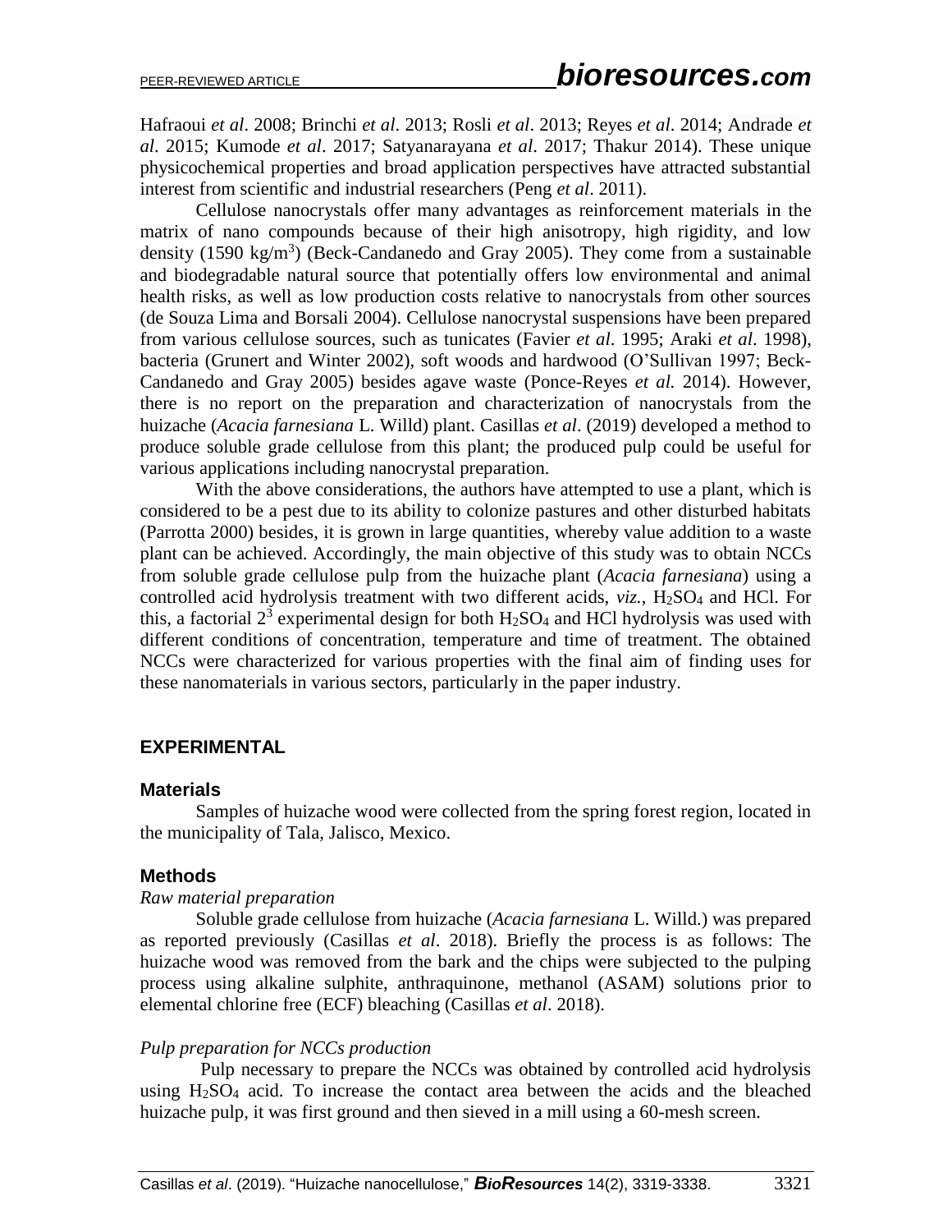Hafraoui *et al*. 2008; Brinchi *et al*. 2013; Rosli *et al*. 2013; Reyes *et al*. 2014; Andrade *et al*. 2015; Kumode *et al*. 2017; Satyanarayana *et al*. 2017; Thakur 2014). These unique physicochemical properties and broad application perspectives have attracted substantial interest from scientific and industrial researchers (Peng *et al*. 2011).

Cellulose nanocrystals offer many advantages as reinforcement materials in the matrix of nano compounds because of their high anisotropy, high rigidity, and low density (1590 $kg/m^3$) (Beck-Candanedo and Gray 2005). They come from a sustainable and biodegradable natural source that potentially offers low environmental and animal health risks, as well as low production costs relative to nanocrystals from other sources (de Souza Lima and Borsali 2004). Cellulose nanocrystal suspensions have been prepared from various cellulose sources, such as tunicates (Favier *et al*. 1995; Araki *et al*. 1998), bacteria (Grunert and Winter 2002), soft woods and hardwood (O'Sullivan 1997; Beck-Candanedo and Gray 2005) besides agave waste (Ponce-Reyes *et al.* 2014). However, there is no report on the preparation and characterization of nanocrystals from the huizache (*Acacia farnesiana* L. Willd) plant. Casillas *et al*. (2019) developed a method to produce soluble grade cellulose from this plant; the produced pulp could be useful for various applications including nanocrystal preparation.

With the above considerations, the authors have attempted to use a plant, which is considered to be a pest due to its ability to colonize pastures and other disturbed habitats (Parrotta 2000) besides, it is grown in large quantities, whereby value addition to a waste plant can be achieved. Accordingly, the main objective of this study was to obtain NCCs from soluble grade cellulose pulp from the huizache plant (*Acacia farnesiana*) using a controlled acid hydrolysis treatment with two different acids, *viz.*, $H_2SO_4$ and HCl. For this, a factorial $2^3$ experimental design for both $H_2SO_4$ and HCl hydrolysis was used with different conditions of concentration, temperature and time of treatment. The obtained NCCs were characterized for various properties with the final aim of finding uses for these nanomaterials in various sectors, particularly in the paper industry.

## EXPERIMENTAL

### Materials

Samples of huizache wood were collected from the spring forest region, located in the municipality of Tala, Jalisco, Mexico.

### Methods

*Raw material preparation*

Soluble grade cellulose from huizache (*Acacia farnesiana* L. Willd.) was prepared as reported previously (Casillas *et al*. 2018). Briefly the process is as follows: The huizache wood was removed from the bark and the chips were subjected to the pulping process using alkaline sulphite, anthraquinone, methanol (ASAM) solutions prior to elemental chlorine free (ECF) bleaching (Casillas *et al*. 2018).

*Pulp preparation for NCCs production*

Pulp necessary to prepare the NCCs was obtained by controlled acid hydrolysis using $H_2SO_4$ acid. To increase the contact area between the acids and the bleached huizache pulp, it was first ground and then sieved in a mill using a 60-mesh screen.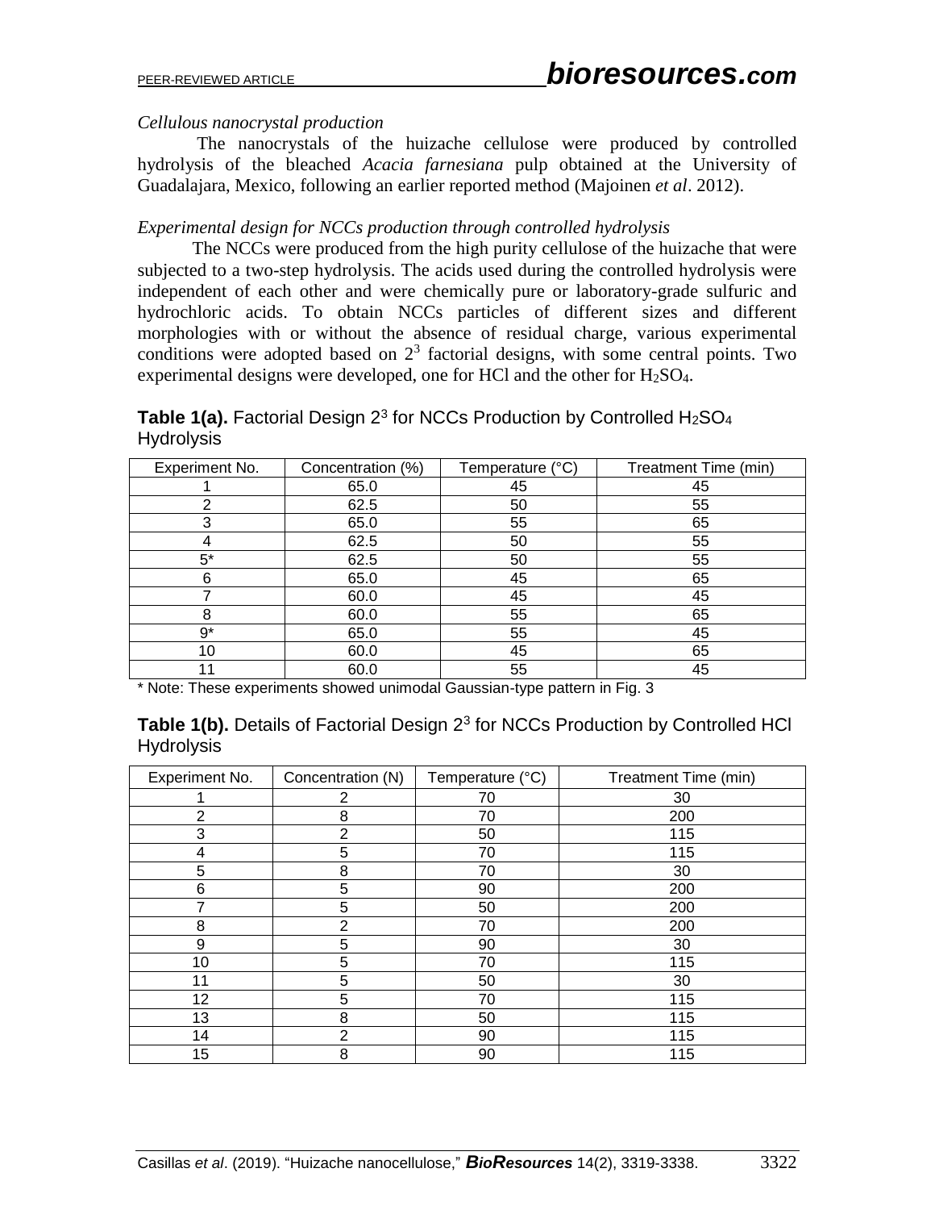*Cellulous nanocrystal production*

The nanocrystals of the huizache cellulose were produced by controlled hydrolysis of the bleached *Acacia farnesiana* pulp obtained at the University of Guadalajara, Mexico, following an earlier reported method (Majoinen *et al*. 2012).

*Experimental design for NCCs production through controlled hydrolysis*

The NCCs were produced from the high purity cellulose of the huizache that were subjected to a two-step hydrolysis. The acids used during the controlled hydrolysis were independent of each other and were chemically pure or laboratory-grade sulfuric and hydrochloric acids. To obtain NCCs particles of different sizes and different morphologies with or without the absence of residual charge, various experimental conditions were adopted based on $2^3$ factorial designs, with some central points. Two experimental designs were developed, one for HCl and the other for $H_2SO_4$.

**Table 1(a).** Factorial Design $2^3$ for NCCs Production by Controlled $H_2SO_4$ Hydrolysis

| Experiment No. | Concentration (%) | Temperature (°C) | Treatment Time (min) |
|---|---|---|---|
| 1 | 65.0 | 45 | 45 |
| 2 | 62.5 | 50 | 55 |
| 3 | 65.0 | 55 | 65 |
| 4 | 62.5 | 50 | 55 |
| 5* | 62.5 | 50 | 55 |
| 6 | 65.0 | 45 | 65 |
| 7 | 60.0 | 45 | 45 |
| 8 | 60.0 | 55 | 65 |
| 9* | 65.0 | 55 | 45 |
| 10 | 60.0 | 45 | 65 |
| 11 | 60.0 | 55 | 45 |

\* Note: These experiments showed unimodal Gaussian-type pattern in Fig. 3

**Table 1(b).** Details of Factorial Design $2^3$ for NCCs Production by Controlled HCl Hydrolysis

| Experiment No. | Concentration (N) | Temperature (°C) | Treatment Time (min) |
|---|---|---|---|
| 1 | 2 | 70 | 30 |
| 2 | 8 | 70 | 200 |
| 3 | 2 | 50 | 115 |
| 4 | 5 | 70 | 115 |
| 5 | 8 | 70 | 30 |
| 6 | 5 | 90 | 200 |
| 7 | 5 | 50 | 200 |
| 8 | 2 | 70 | 200 |
| 9 | 5 | 90 | 30 |
| 10 | 5 | 70 | 115 |
| 11 | 5 | 50 | 30 |
| 12 | 5 | 70 | 115 |
| 13 | 8 | 50 | 115 |
| 14 | 2 | 90 | 115 |
| 15 | 8 | 90 | 115 |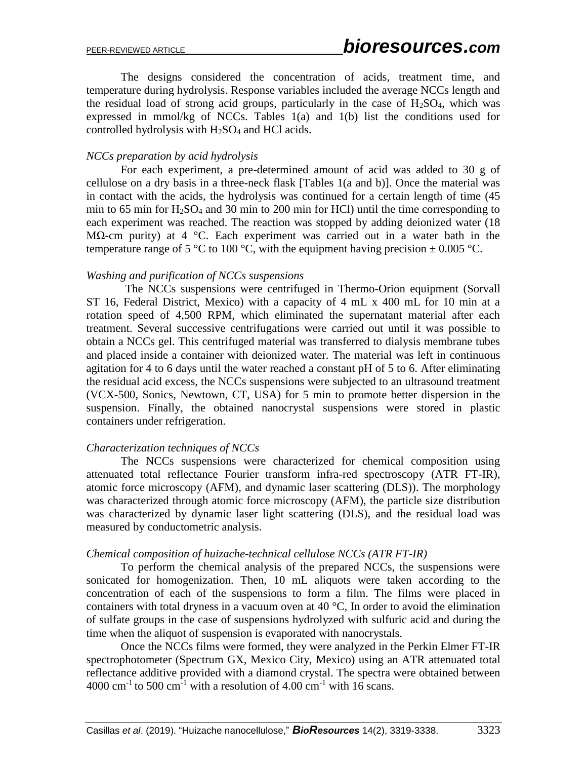The designs considered the concentration of acids, treatment time, and temperature during hydrolysis. Response variables included the average NCCs length and the residual load of strong acid groups, particularly in the case of $H_2SO_4$, which was expressed in mmol/kg of NCCs. Tables 1(a) and 1(b) list the conditions used for controlled hydrolysis with $H_2SO_4$ and HCl acids.

*NCCs preparation by acid hydrolysis*

For each experiment, a pre-determined amount of acid was added to 30 g of cellulose on a dry basis in a three-neck flask [Tables 1(a and b)]. Once the material was in contact with the acids, the hydrolysis was continued for a certain length of time (45 min to 65 min for $H_2SO_4$ and 30 min to 200 min for HCl) until the time corresponding to each experiment was reached. The reaction was stopped by adding deionized water (18 MΩ-cm purity) at 4 °C. Each experiment was carried out in a water bath in the temperature range of 5 °C to 100 °C, with the equipment having precision ± 0.005 °C.

*Washing and purification of NCCs suspensions*

The NCCs suspensions were centrifuged in Thermo-Orion equipment (Sorvall ST 16, Federal District, Mexico) with a capacity of 4 mL x 400 mL for 10 min at a rotation speed of 4,500 RPM, which eliminated the supernatant material after each treatment. Several successive centrifugations were carried out until it was possible to obtain a NCCs gel. This centrifuged material was transferred to dialysis membrane tubes and placed inside a container with deionized water. The material was left in continuous agitation for 4 to 6 days until the water reached a constant pH of 5 to 6. After eliminating the residual acid excess, the NCCs suspensions were subjected to an ultrasound treatment (VCX-500, Sonics, Newtown, CT, USA) for 5 min to promote better dispersion in the suspension. Finally, the obtained nanocrystal suspensions were stored in plastic containers under refrigeration.

*Characterization techniques of NCCs*

The NCCs suspensions were characterized for chemical composition using attenuated total reflectance Fourier transform infra-red spectroscopy (ATR FT-IR), atomic force microscopy (AFM), and dynamic laser scattering (DLS)). The morphology was characterized through atomic force microscopy (AFM), the particle size distribution was characterized by dynamic laser light scattering (DLS), and the residual load was measured by conductometric analysis.

*Chemical composition of huizache-technical cellulose NCCs (ATR FT-IR)*

To perform the chemical analysis of the prepared NCCs, the suspensions were sonicated for homogenization. Then, 10 mL aliquots were taken according to the concentration of each of the suspensions to form a film. The films were placed in containers with total dryness in a vacuum oven at 40 °C, In order to avoid the elimination of sulfate groups in the case of suspensions hydrolyzed with sulfuric acid and during the time when the aliquot of suspension is evaporated with nanocrystals.

Once the NCCs films were formed, they were analyzed in the Perkin Elmer FT-IR spectrophotometer (Spectrum GX, Mexico City, Mexico) using an ATR attenuated total reflectance additive provided with a diamond crystal. The spectra were obtained between 4000 $cm^{-1}$ to 500 $cm^{-1}$ with a resolution of 4.00 $cm^{-1}$ with 16 scans.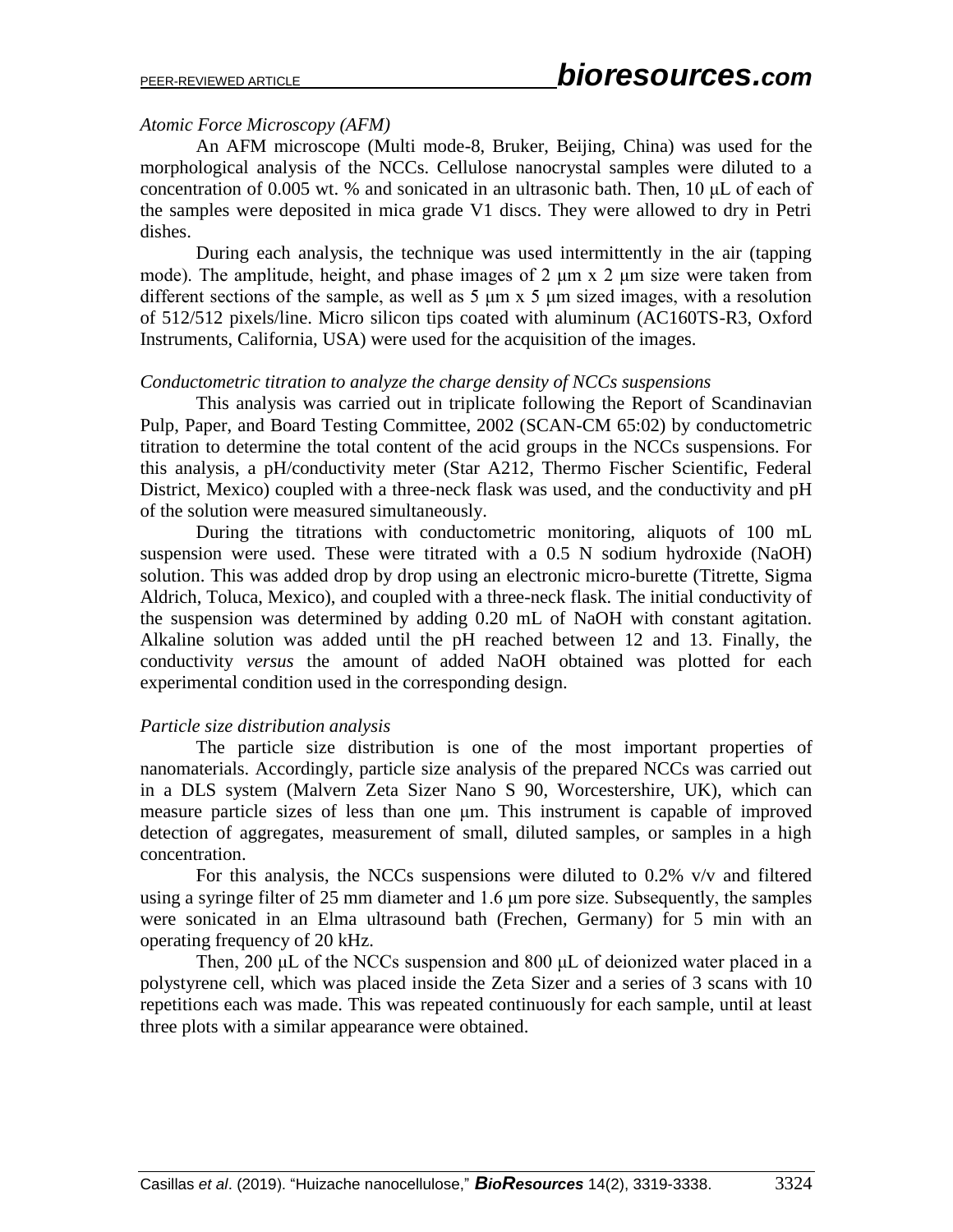*Atomic Force Microscopy (AFM)*

An AFM microscope (Multi mode-8, Bruker, Beijing, China) was used for the morphological analysis of the NCCs. Cellulose nanocrystal samples were diluted to a concentration of 0.005 wt. % and sonicated in an ultrasonic bath. Then, 10 μL of each of the samples were deposited in mica grade V1 discs. They were allowed to dry in Petri dishes.

During each analysis, the technique was used intermittently in the air (tapping mode). The amplitude, height, and phase images of 2 μm x 2 μm size were taken from different sections of the sample, as well as 5 μm x 5 μm sized images, with a resolution of 512/512 pixels/line. Micro silicon tips coated with aluminum (AC160TS-R3, Oxford Instruments, California, USA) were used for the acquisition of the images.

*Conductometric titration to analyze the charge density of NCCs suspensions*

This analysis was carried out in triplicate following the Report of Scandinavian Pulp, Paper, and Board Testing Committee, 2002 (SCAN-CM 65:02) by conductometric titration to determine the total content of the acid groups in the NCCs suspensions. For this analysis, a pH/conductivity meter (Star A212, Thermo Fischer Scientific, Federal District, Mexico) coupled with a three-neck flask was used, and the conductivity and pH of the solution were measured simultaneously.

During the titrations with conductometric monitoring, aliquots of 100 mL suspension were used. These were titrated with a 0.5 N sodium hydroxide (NaOH) solution. This was added drop by drop using an electronic micro-burette (Titrette, Sigma Aldrich, Toluca, Mexico), and coupled with a three-neck flask. The initial conductivity of the suspension was determined by adding 0.20 mL of NaOH with constant agitation. Alkaline solution was added until the pH reached between 12 and 13. Finally, the conductivity *versus* the amount of added NaOH obtained was plotted for each experimental condition used in the corresponding design.

*Particle size distribution analysis*

The particle size distribution is one of the most important properties of nanomaterials. Accordingly, particle size analysis of the prepared NCCs was carried out in a DLS system (Malvern Zeta Sizer Nano S 90, Worcestershire, UK), which can measure particle sizes of less than one μm. This instrument is capable of improved detection of aggregates, measurement of small, diluted samples, or samples in a high concentration.

For this analysis, the NCCs suspensions were diluted to 0.2% v/v and filtered using a syringe filter of 25 mm diameter and 1.6 μm pore size. Subsequently, the samples were sonicated in an Elma ultrasound bath (Frechen, Germany) for 5 min with an operating frequency of 20 kHz.

Then, 200 μL of the NCCs suspension and 800 μL of deionized water placed in a polystyrene cell, which was placed inside the Zeta Sizer and a series of 3 scans with 10 repetitions each was made. This was repeated continuously for each sample, until at least three plots with a similar appearance were obtained.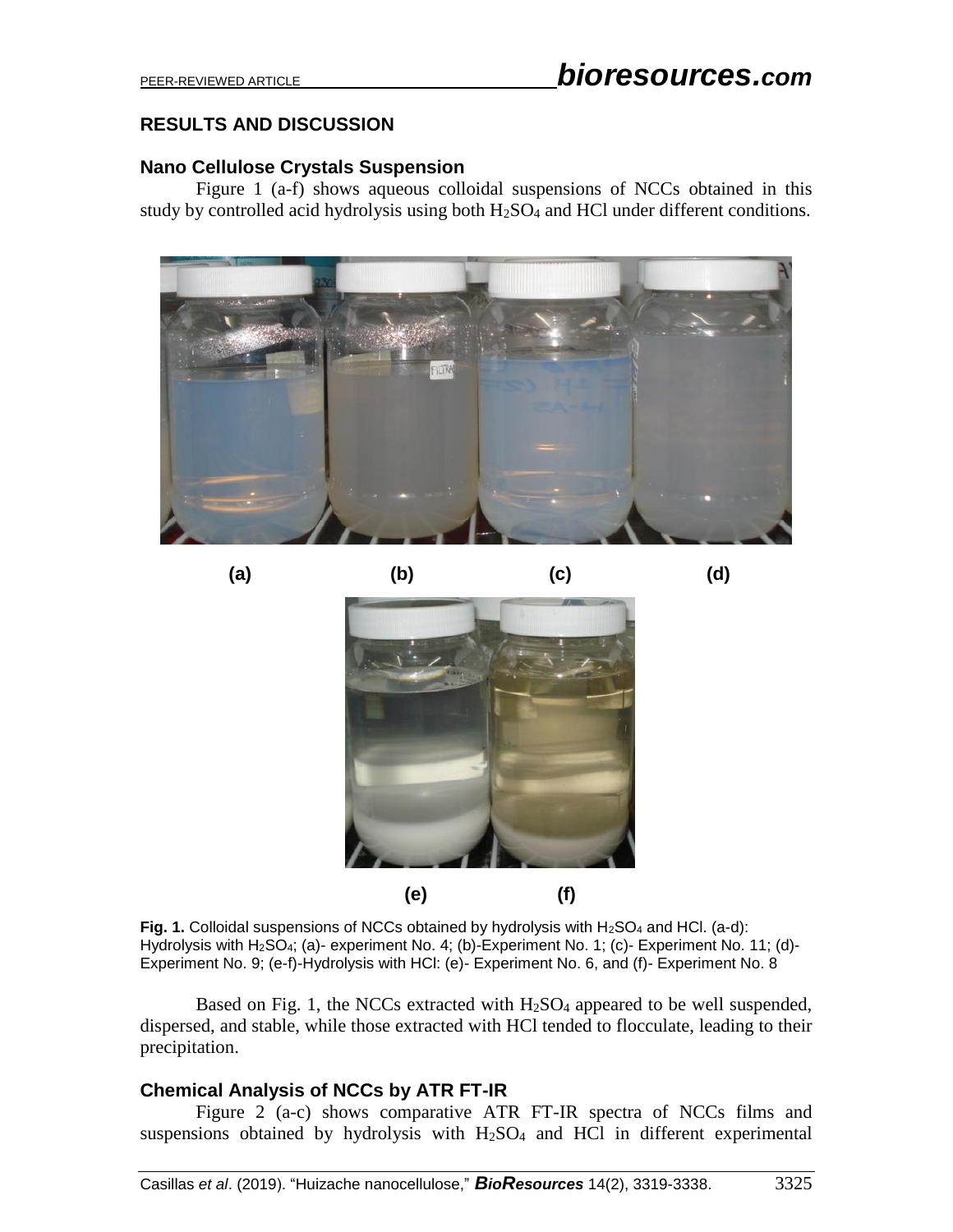## RESULTS AND DISCUSSION

### Nano Cellulose Crystals Suspension

Figure 1 (a-f) shows aqueous colloidal suspensions of NCCs obtained in this study by controlled acid hydrolysis using both $H_2SO_4$ and HCl under different conditions.

(a) (b) (c) (d)

(e) (f)

**Fig. 1.** Colloidal suspensions of NCCs obtained by hydrolysis with $H_2SO_4$ and HCl. (a-d): Hydrolysis with $H_2SO_4$; (a)- experiment No. 4; (b)-Experiment No. 1; (c)- Experiment No. 11; (d)- Experiment No. 9; (e-f)-Hydrolysis with HCl: (e)- Experiment No. 6, and (f)- Experiment No. 8

Based on Fig. 1, the NCCs extracted with $H_2SO_4$ appeared to be well suspended, dispersed, and stable, while those extracted with HCl tended to flocculate, leading to their precipitation.

### Chemical Analysis of NCCs by ATR FT-IR

Figure 2 (a-c) shows comparative ATR FT-IR spectra of NCCs films and suspensions obtained by hydrolysis with $H_2SO_4$ and HCl in different experimental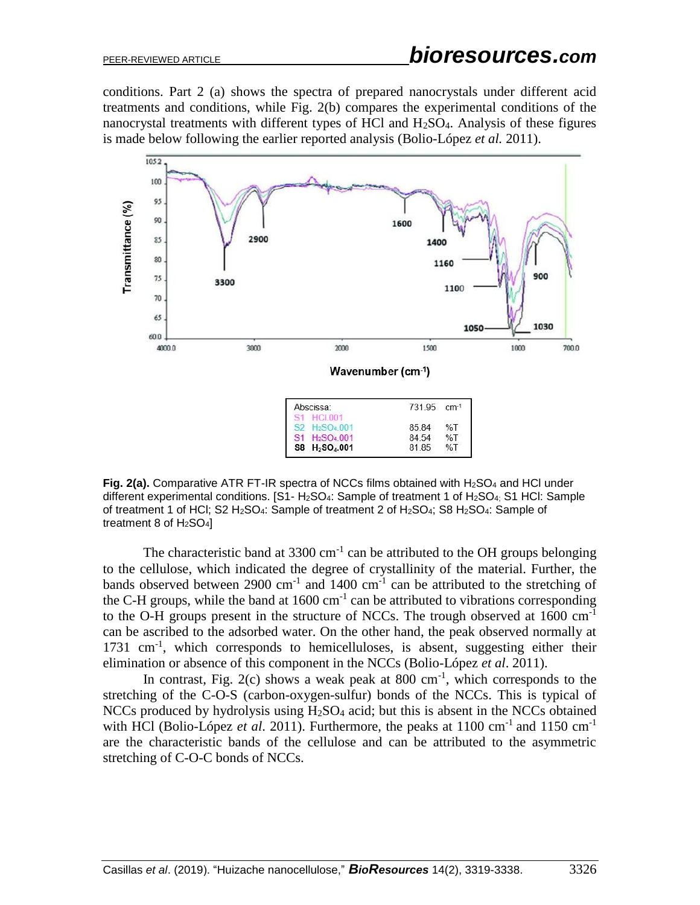conditions. Part 2 (a) shows the spectra of prepared nanocrystals under different acid treatments and conditions, while Fig. 2(b) compares the experimental conditions of the nanocrystal treatments with different types of HCl and $H_2SO_4$. Analysis of these figures is made below following the earlier reported analysis (Bolio-López *et al.* 2011).

**Fig. 2(a).** Comparative ATR FT-IR spectra of NCCs films obtained with $H_2SO_4$ and HCl under different experimental conditions. [S1- $H_2SO_4$: Sample of treatment 1 of $H_2SO_4$; S1 HCl: Sample of treatment 1 of HCl; S2 $H_2SO_4$: Sample of treatment 2 of $H_2SO_4$; S8 $H_2SO_4$: Sample of treatment 8 of $H_2SO_4$]

The characteristic band at 3300 $cm^{-1}$ can be attributed to the OH groups belonging to the cellulose, which indicated the degree of crystallinity of the material. Further, the bands observed between 2900 $cm^{-1}$ and 1400 $cm^{-1}$ can be attributed to the stretching of the C-H groups, while the band at 1600 $cm^{-1}$ can be attributed to vibrations corresponding to the O-H groups present in the structure of NCCs. The trough observed at 1600 $cm^{-1}$ can be ascribed to the adsorbed water. On the other hand, the peak observed normally at 1731 $cm^{-1}$, which corresponds to hemicelluloses, is absent, suggesting either their elimination or absence of this component in the NCCs (Bolio-López *et al*. 2011).

In contrast, Fig. 2(c) shows a weak peak at 800 $cm^{-1}$, which corresponds to the stretching of the C-O-S (carbon-oxygen-sulfur) bonds of the NCCs. This is typical of NCCs produced by hydrolysis using $H_2SO_4$ acid; but this is absent in the NCCs obtained with HCl (Bolio-López *et al*. 2011). Furthermore, the peaks at 1100 $cm^{-1}$ and 1150 $cm^{-1}$ are the characteristic bands of the cellulose and can be attributed to the asymmetric stretching of C-O-C bonds of NCCs.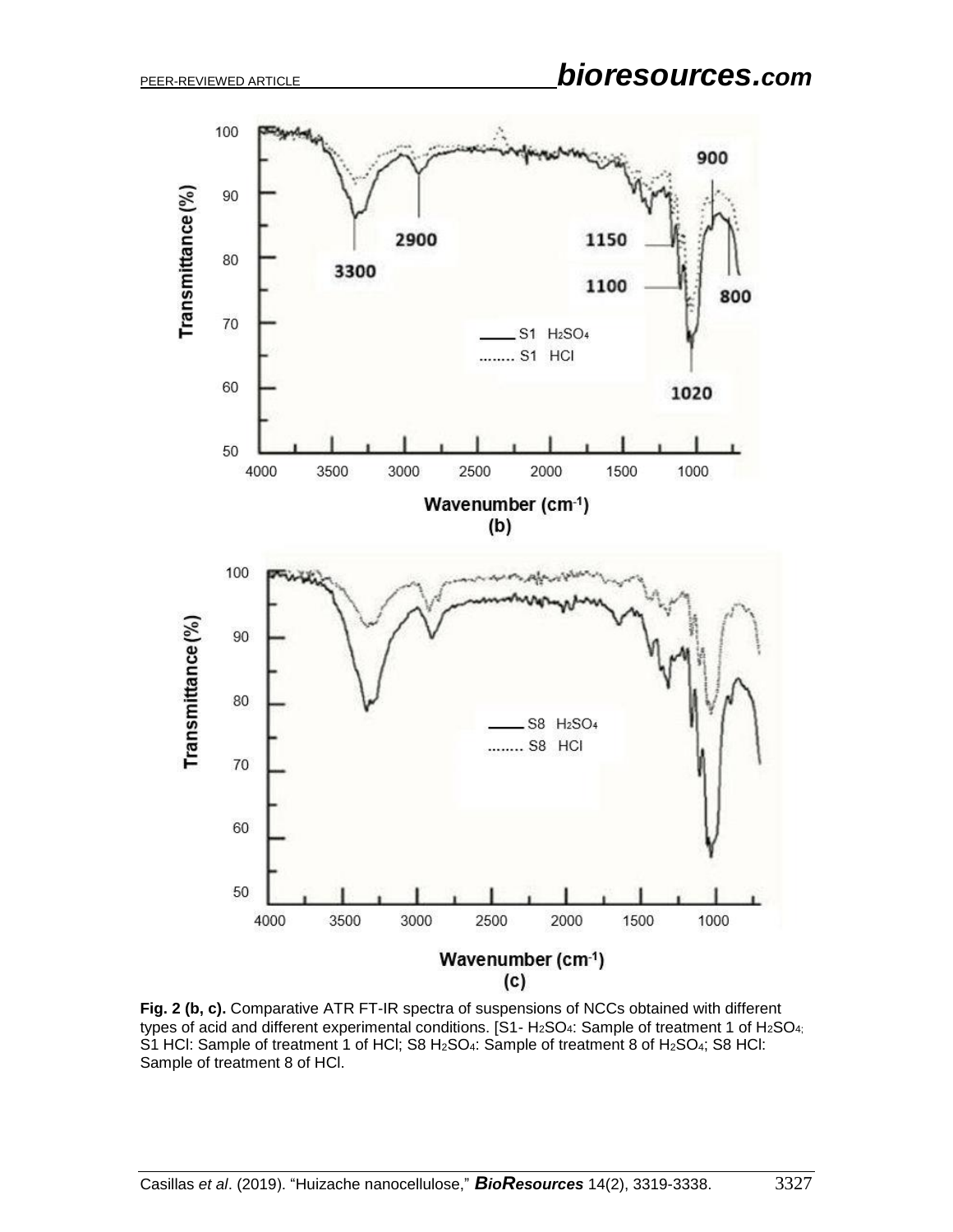**Fig. 2 (b, c).** Comparative ATR FT-IR spectra of suspensions of NCCs obtained with different types of acid and different experimental conditions. [S1- $H_2SO_4$: Sample of treatment 1 of $H_2SO_4$; S1 HCl: Sample of treatment 1 of HCl; S8 $H_2SO_4$: Sample of treatment 8 of $H_2SO_4$; S8 HCl: Sample of treatment 8 of HCl.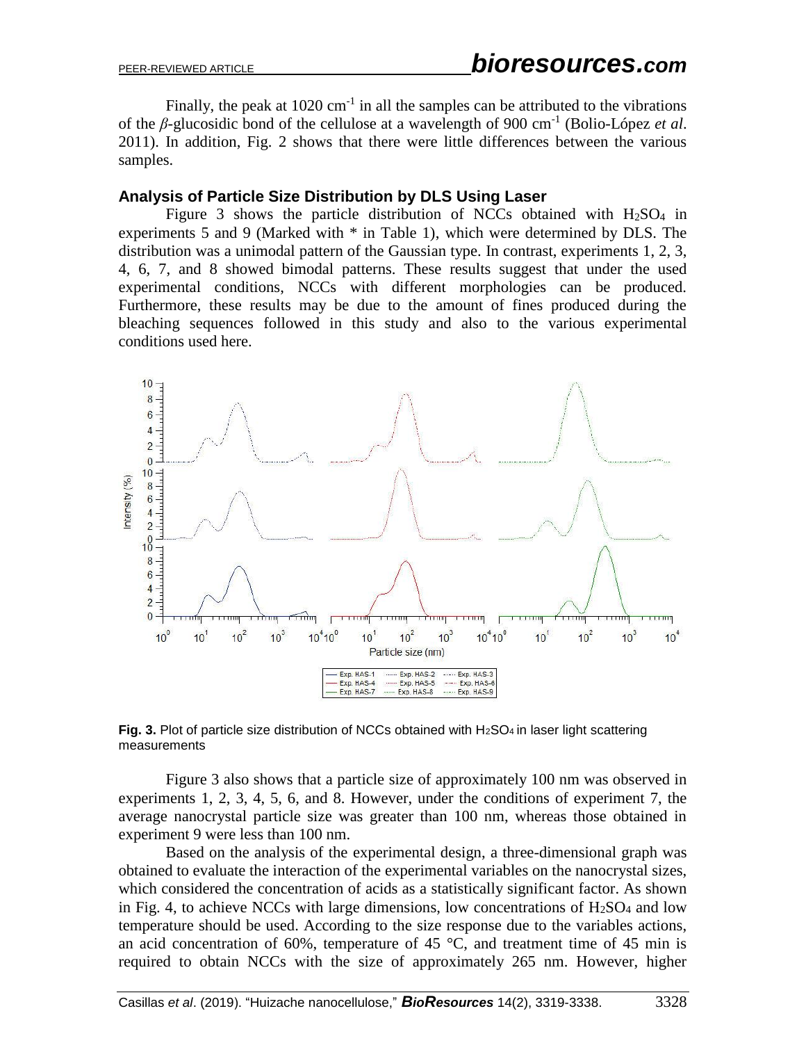Finally, the peak at 1020 $cm^{-1}$ in all the samples can be attributed to the vibrations of the *β*-glucosidic bond of the cellulose at a wavelength of 900 $cm^{-1}$ (Bolio-López *et al*. 2011). In addition, Fig. 2 shows that there were little differences between the various samples.

### Analysis of Particle Size Distribution by DLS Using Laser

Figure 3 shows the particle distribution of NCCs obtained with $H_2SO_4$ in experiments 5 and 9 (Marked with * in Table 1), which were determined by DLS. The distribution was a unimodal pattern of the Gaussian type. In contrast, experiments 1, 2, 3, 4, 6, 7, and 8 showed bimodal patterns. These results suggest that under the used experimental conditions, NCCs with different morphologies can be produced. Furthermore, these results may be due to the amount of fines produced during the bleaching sequences followed in this study and also to the various experimental conditions used here.

**Fig. 3.** Plot of particle size distribution of NCCs obtained with $H_2SO_4$ in laser light scattering measurements

Figure 3 also shows that a particle size of approximately 100 nm was observed in experiments 1, 2, 3, 4, 5, 6, and 8. However, under the conditions of experiment 7, the average nanocrystal particle size was greater than 100 nm, whereas those obtained in experiment 9 were less than 100 nm.

Based on the analysis of the experimental design, a three-dimensional graph was obtained to evaluate the interaction of the experimental variables on the nanocrystal sizes, which considered the concentration of acids as a statistically significant factor. As shown in Fig. 4, to achieve NCCs with large dimensions, low concentrations of $H_2SO_4$ and low temperature should be used. According to the size response due to the variables actions, an acid concentration of 60%, temperature of 45 °C, and treatment time of 45 min is required to obtain NCCs with the size of approximately 265 nm. However, higher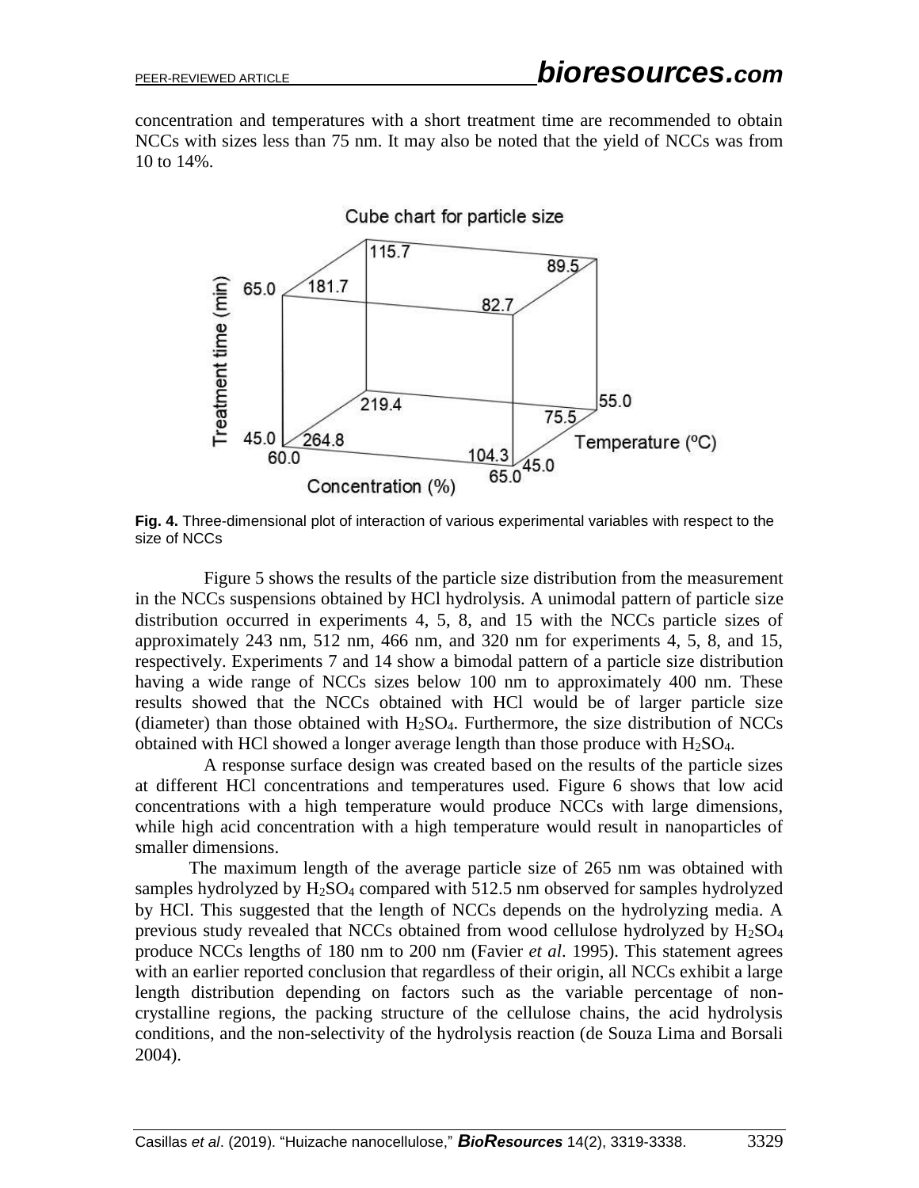concentration and temperatures with a short treatment time are recommended to obtain NCCs with sizes less than 75 nm. It may also be noted that the yield of NCCs was from 10 to 14%.

**Fig. 4.** Three-dimensional plot of interaction of various experimental variables with respect to the size of NCCs

Figure 5 shows the results of the particle size distribution from the measurement in the NCCs suspensions obtained by HCl hydrolysis. A unimodal pattern of particle size distribution occurred in experiments 4, 5, 8, and 15 with the NCCs particle sizes of approximately 243 nm, 512 nm, 466 nm, and 320 nm for experiments 4, 5, 8, and 15, respectively. Experiments 7 and 14 show a bimodal pattern of a particle size distribution having a wide range of NCCs sizes below 100 nm to approximately 400 nm. These results showed that the NCCs obtained with HCl would be of larger particle size (diameter) than those obtained with $H_2SO_4$. Furthermore, the size distribution of NCCs obtained with HCl showed a longer average length than those produce with $H_2SO_4$.

A response surface design was created based on the results of the particle sizes at different HCl concentrations and temperatures used. Figure 6 shows that low acid concentrations with a high temperature would produce NCCs with large dimensions, while high acid concentration with a high temperature would result in nanoparticles of smaller dimensions.

The maximum length of the average particle size of 265 nm was obtained with samples hydrolyzed by $H_2SO_4$ compared with 512.5 nm observed for samples hydrolyzed by HCl. This suggested that the length of NCCs depends on the hydrolyzing media. A previous study revealed that NCCs obtained from wood cellulose hydrolyzed by $H_2SO_4$ produce NCCs lengths of 180 nm to 200 nm (Favier *et al*. 1995). This statement agrees with an earlier reported conclusion that regardless of their origin, all NCCs exhibit a large length distribution depending on factors such as the variable percentage of non-crystalline regions, the packing structure of the cellulose chains, the acid hydrolysis conditions, and the non-selectivity of the hydrolysis reaction (de Souza Lima and Borsali 2004).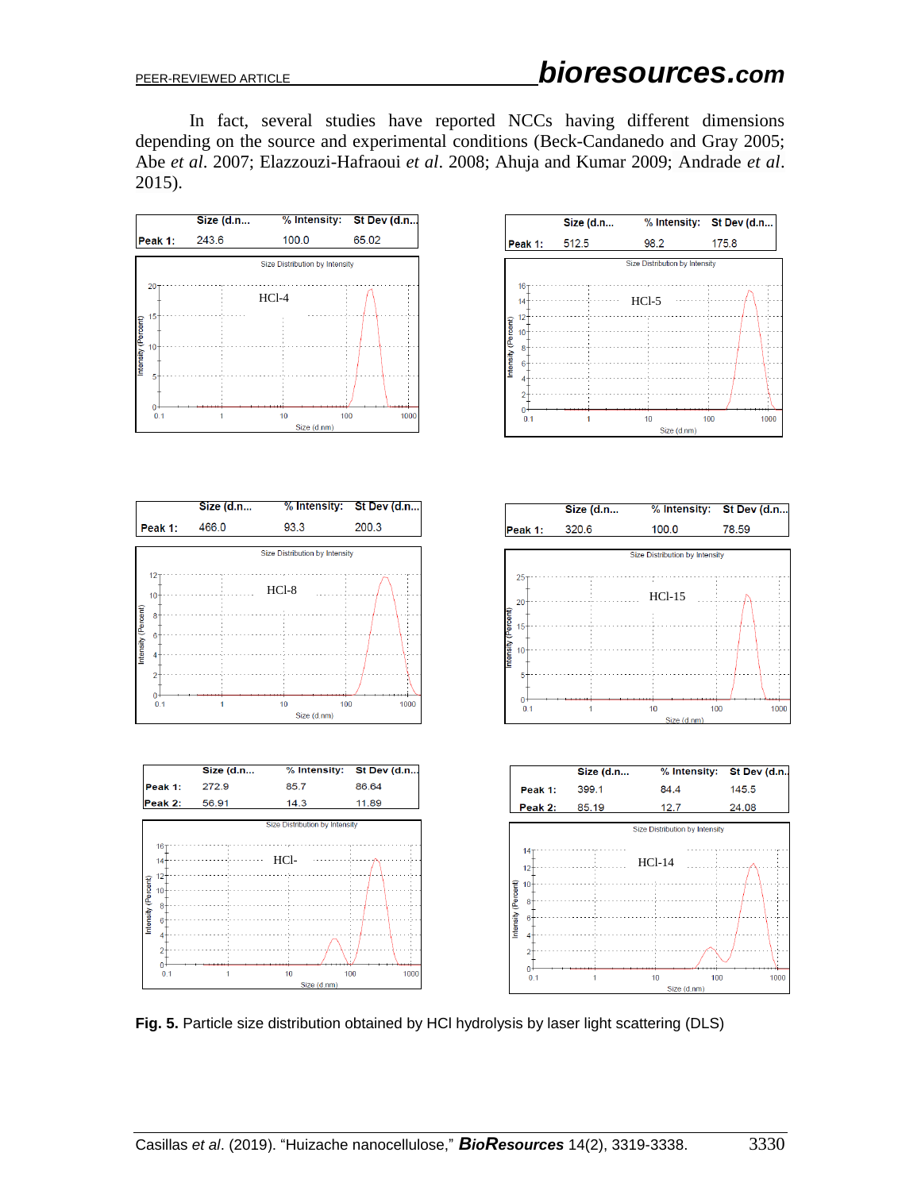In fact, several studies have reported NCCs having different dimensions depending on the source and experimental conditions (Beck-Candanedo and Gray 2005; Abe *et al*. 2007; Elazzouzi-Hafraoui *et al*. 2008; Ahuja and Kumar 2009; Andrade *et al*. 2015).

| | Size (d.n... | % Intensity: | St Dev (d.n... |
|---|---|---|---|
| Peak 1: | 243.6 | 100.0 | 65.02 |

HCl-4

| | Size (d.n... | % Intensity: | St Dev (d.n... |
|---|---|---|---|
| Peak 1: | 512.5 | 98.2 | 175.8 |

HCl-5

| | Size (d.n... | % Intensity: | St Dev (d.n... |
|---|---|---|---|
| Peak 1: | 466.0 | 93.3 | 200.3 |

HCl-8

| | Size (d.n... | % Intensity: | St Dev (d.n... |
|---|---|---|---|
| Peak 1: | 320.6 | 100.0 | 78.59 |

HCl-15

| | Size (d.n... | % Intensity: | St Dev (d.n... |
|---|---|---|---|
| Peak 1: | 272.9 | 85.7 | 86.64 |
| Peak 2: | 56.91 | 14.3 | 11.89 |

HCl-

| | Size (d.n... | % Intensity: | St Dev (d.n... |
|---|---|---|---|
| Peak 1: | 399.1 | 84.4 | 145.5 |
| Peak 2: | 85.19 | 12.7 | 24.08 |

HCl-14

**Fig. 5.** Particle size distribution obtained by HCl hydrolysis by laser light scattering (DLS)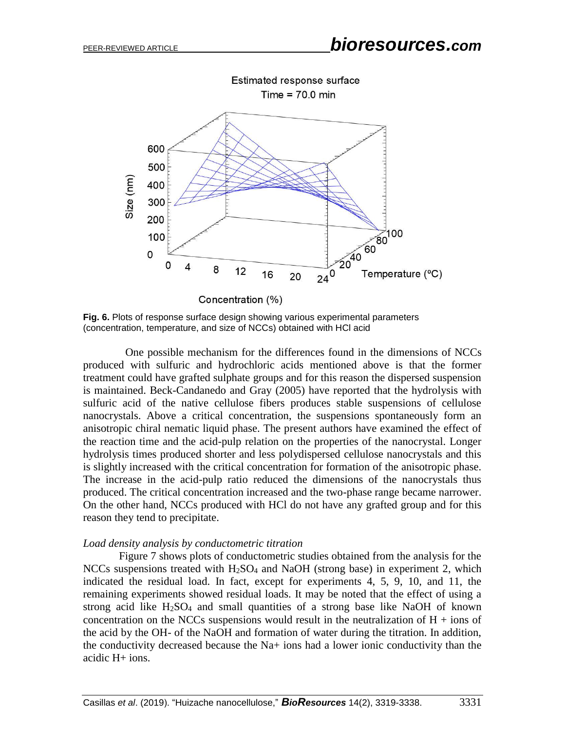**Fig. 6.** Plots of response surface design showing various experimental parameters (concentration, temperature, and size of NCCs) obtained with HCl acid

One possible mechanism for the differences found in the dimensions of NCCs produced with sulfuric and hydrochloric acids mentioned above is that the former treatment could have grafted sulphate groups and for this reason the dispersed suspension is maintained. Beck-Candanedo and Gray (2005) have reported that the hydrolysis with sulfuric acid of the native cellulose fibers produces stable suspensions of cellulose nanocrystals. Above a critical concentration, the suspensions spontaneously form an anisotropic chiral nematic liquid phase. The present authors have examined the effect of the reaction time and the acid-pulp relation on the properties of the nanocrystal. Longer hydrolysis times produced shorter and less polydispersed cellulose nanocrystals and this is slightly increased with the critical concentration for formation of the anisotropic phase. The increase in the acid-pulp ratio reduced the dimensions of the nanocrystals thus produced. The critical concentration increased and the two-phase range became narrower. On the other hand, NCCs produced with HCl do not have any grafted group and for this reason they tend to precipitate.

*Load density analysis by conductometric titration*

Figure 7 shows plots of conductometric studies obtained from the analysis for the NCCs suspensions treated with $H_2SO_4$ and NaOH (strong base) in experiment 2, which indicated the residual load. In fact, except for experiments 4, 5, 9, 10, and 11, the remaining experiments showed residual loads. It may be noted that the effect of using a strong acid like $H_2SO_4$ and small quantities of a strong base like NaOH of known concentration on the NCCs suspensions would result in the neutralization of $H^+$ ions of the acid by the $OH^-$ of the NaOH and formation of water during the titration. In addition, the conductivity decreased because the $Na^+$ ions had a lower ionic conductivity than the acidic $H^+$ ions.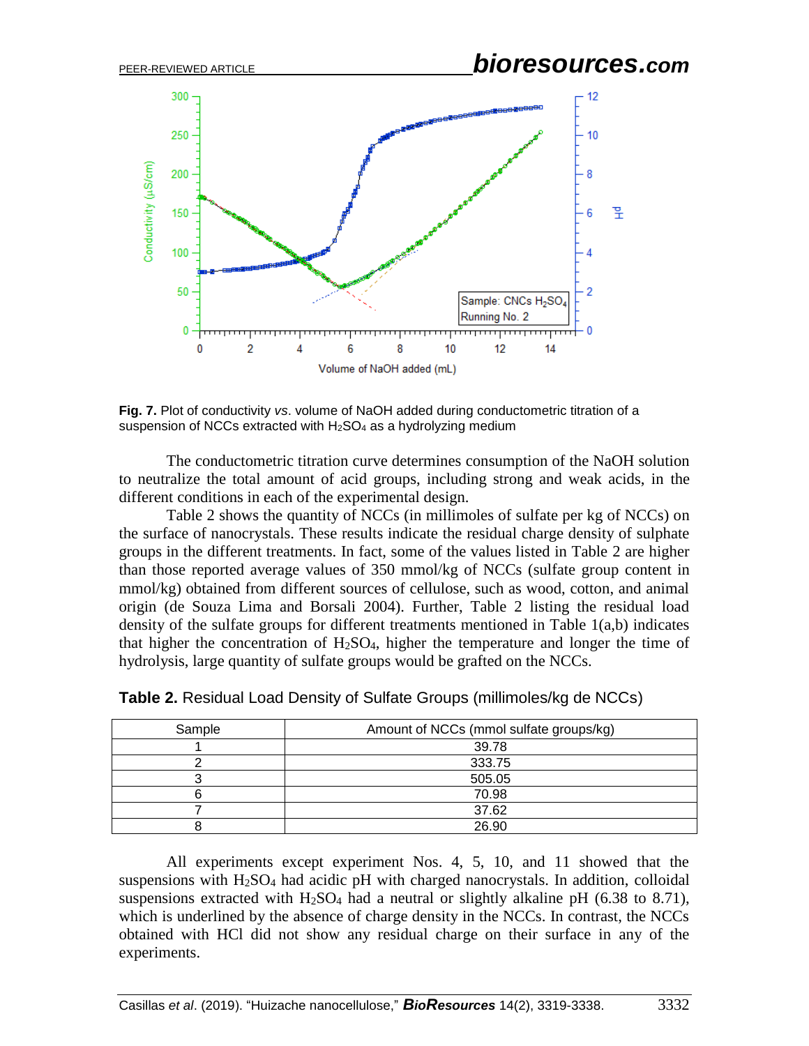**Fig. 7.** Plot of conductivity *vs*. volume of NaOH added during conductometric titration of a suspension of NCCs extracted with $H_2SO_4$ as a hydrolyzing medium

The conductometric titration curve determines consumption of the NaOH solution to neutralize the total amount of acid groups, including strong and weak acids, in the different conditions in each of the experimental design.

Table 2 shows the quantity of NCCs (in millimoles of sulfate per kg of NCCs) on the surface of nanocrystals. These results indicate the residual charge density of sulphate groups in the different treatments. In fact, some of the values listed in Table 2 are higher than those reported average values of 350 mmol/kg of NCCs (sulfate group content in mmol/kg) obtained from different sources of cellulose, such as wood, cotton, and animal origin (de Souza Lima and Borsali 2004). Further, Table 2 listing the residual load density of the sulfate groups for different treatments mentioned in Table 1(a,b) indicates that higher the concentration of $H_2SO_4$, higher the temperature and longer the time of hydrolysis, large quantity of sulfate groups would be grafted on the NCCs.

**Table 2.** Residual Load Density of Sulfate Groups (millimoles/kg de NCCs)

| Sample | Amount of NCCs (mmol sulfate groups/kg) |
|---|---|
| 1 | 39.78 |
| 2 | 333.75 |
| 3 | 505.05 |
| 6 | 70.98 |
| 7 | 37.62 |
| 8 | 26.90 |

All experiments except experiment Nos. 4, 5, 10, and 11 showed that the suspensions with $H_2SO_4$ had acidic pH with charged nanocrystals. In addition, colloidal suspensions extracted with $H_2SO_4$ had a neutral or slightly alkaline pH (6.38 to 8.71), which is underlined by the absence of charge density in the NCCs. In contrast, the NCCs obtained with HCl did not show any residual charge on their surface in any of the experiments.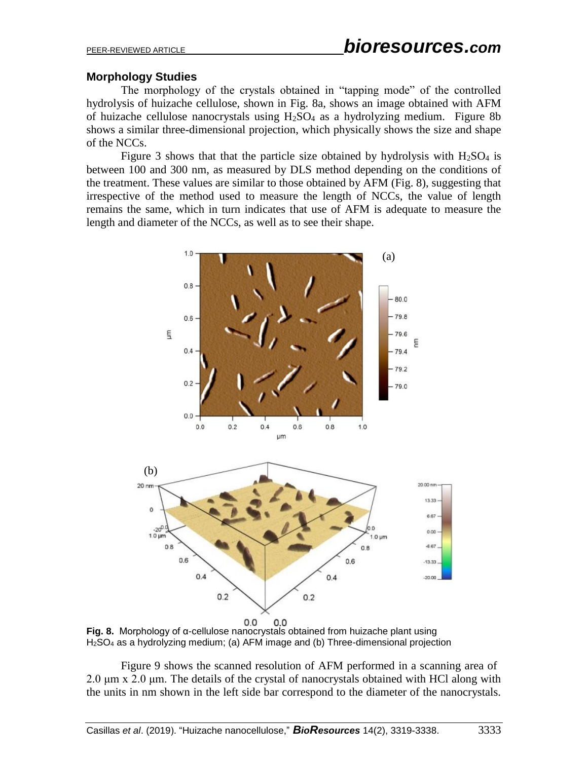### Morphology Studies

The morphology of the crystals obtained in "tapping mode" of the controlled hydrolysis of huizache cellulose, shown in Fig. 8a, shows an image obtained with AFM of huizache cellulose nanocrystals using $H_2SO_4$ as a hydrolyzing medium. Figure 8b shows a similar three-dimensional projection, which physically shows the size and shape of the NCCs.

Figure 3 shows that that the particle size obtained by hydrolysis with $H_2SO_4$ is between 100 and 300 nm, as measured by DLS method depending on the conditions of the treatment. These values are similar to those obtained by AFM (Fig. 8), suggesting that irrespective of the method used to measure the length of NCCs, the value of length remains the same, which in turn indicates that use of AFM is adequate to measure the length and diameter of the NCCs, as well as to see their shape.

**Fig. 8.** Morphology of α-cellulose nanocrystals obtained from huizache plant using $H_2SO_4$ as a hydrolyzing medium; (a) AFM image and (b) Three-dimensional projection

Figure 9 shows the scanned resolution of AFM performed in a scanning area of 2.0 μm x 2.0 μm. The details of the crystal of nanocrystals obtained with HCl along with the units in nm shown in the left side bar correspond to the diameter of the nanocrystals.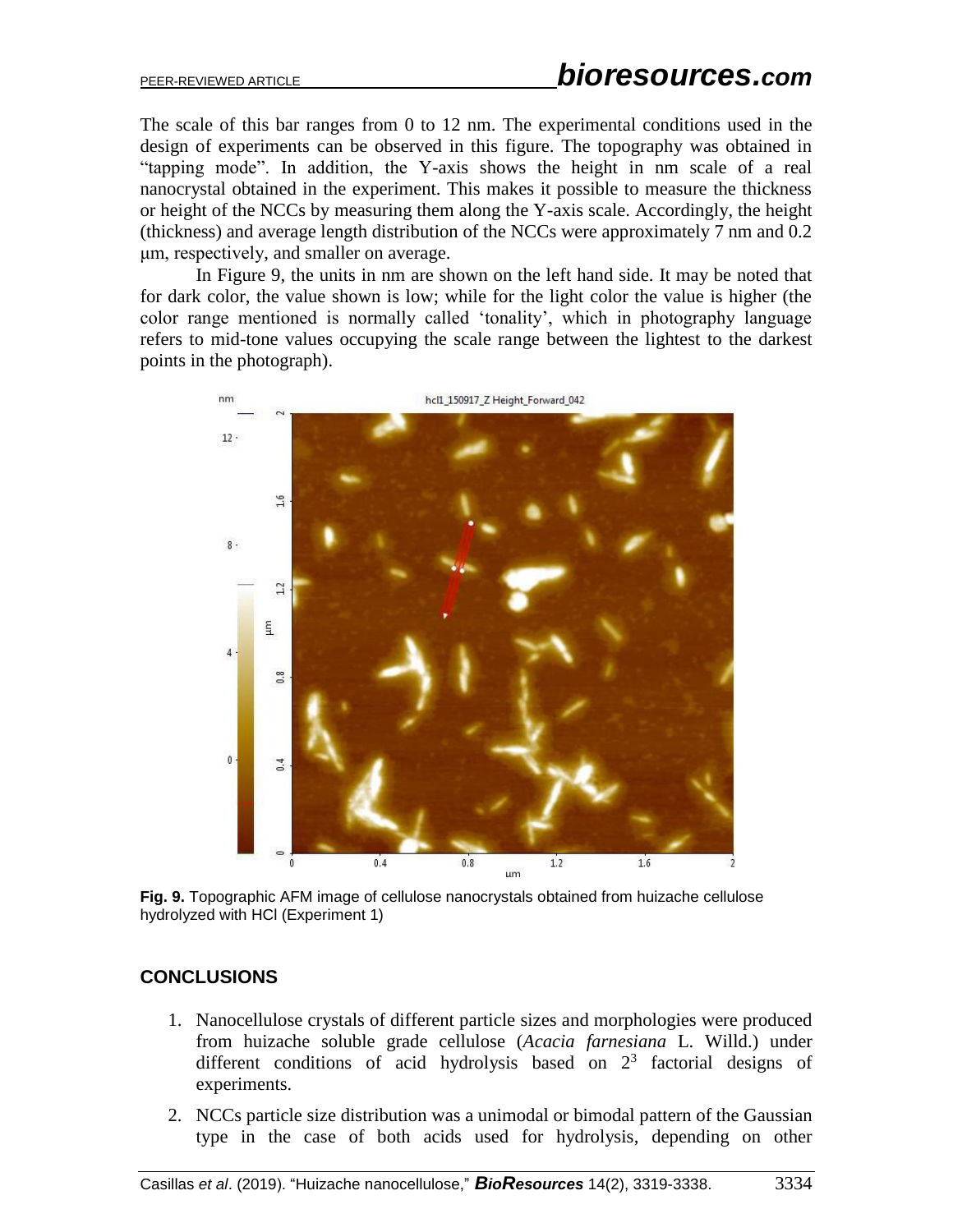The scale of this bar ranges from 0 to 12 nm. The experimental conditions used in the design of experiments can be observed in this figure. The topography was obtained in "tapping mode". In addition, the Y-axis shows the height in nm scale of a real nanocrystal obtained in the experiment. This makes it possible to measure the thickness or height of the NCCs by measuring them along the Y-axis scale. Accordingly, the height (thickness) and average length distribution of the NCCs were approximately 7 nm and 0.2 μm, respectively, and smaller on average.

In Figure 9, the units in nm are shown on the left hand side. It may be noted that for dark color, the value shown is low; while for the light color the value is higher (the color range mentioned is normally called 'tonality', which in photography language refers to mid-tone values occupying the scale range between the lightest to the darkest points in the photograph).

**Fig. 9.** Topographic AFM image of cellulose nanocrystals obtained from huizache cellulose hydrolyzed with HCl (Experiment 1)

## CONCLUSIONS

1. Nanocellulose crystals of different particle sizes and morphologies were produced from huizache soluble grade cellulose (*Acacia farnesiana* L. Willd.) under different conditions of acid hydrolysis based on $2^3$ factorial designs of experiments.
2. NCCs particle size distribution was a unimodal or bimodal pattern of the Gaussian type in the case of both acids used for hydrolysis, depending on other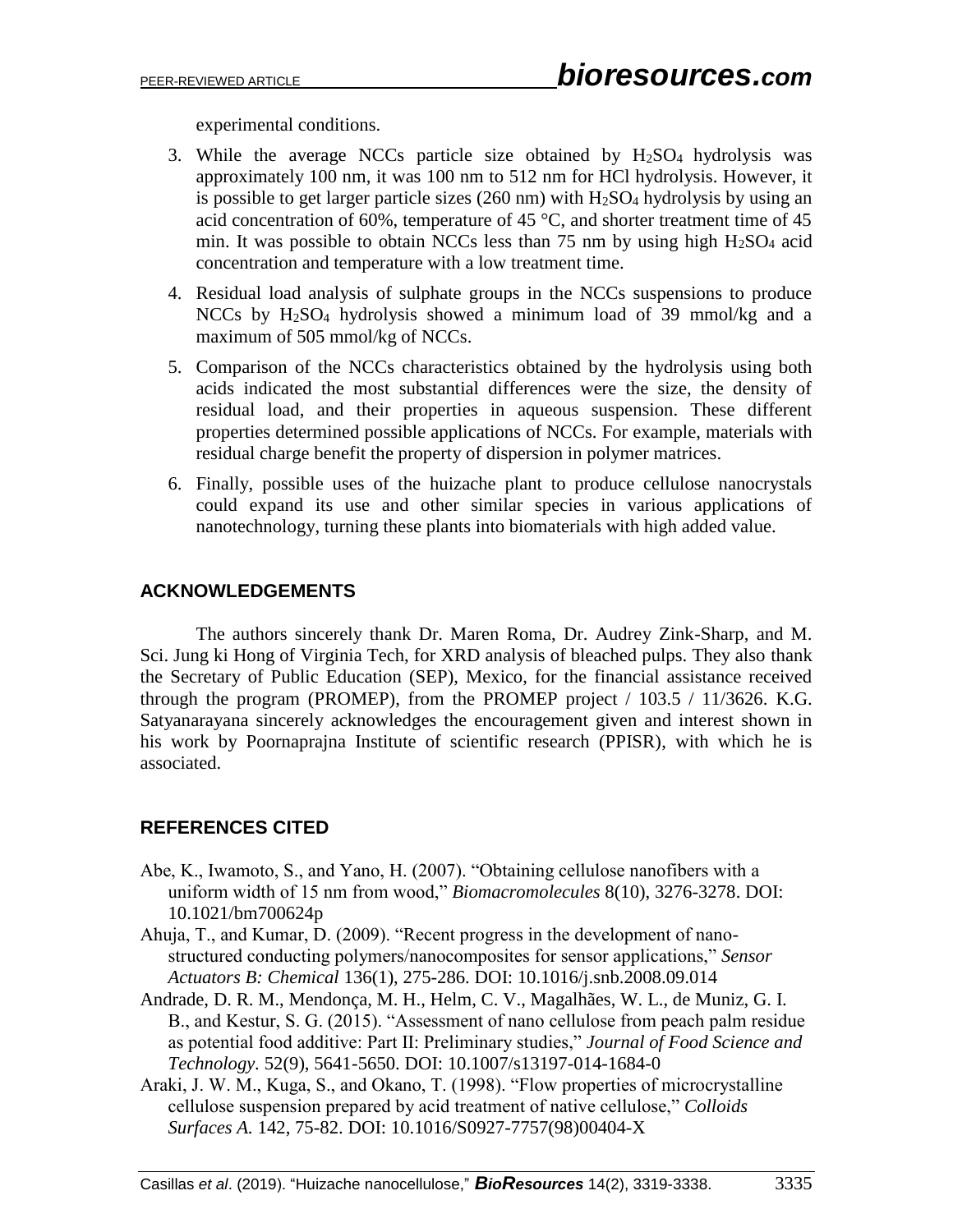experimental conditions.

3. While the average NCCs particle size obtained by $H_2SO_4$ hydrolysis was approximately 100 nm, it was 100 nm to 512 nm for HCl hydrolysis. However, it is possible to get larger particle sizes (260 nm) with $H_2SO_4$ hydrolysis by using an acid concentration of 60%, temperature of 45 °C, and shorter treatment time of 45 min. It was possible to obtain NCCs less than 75 nm by using high $H_2SO_4$ acid concentration and temperature with a low treatment time.
4. Residual load analysis of sulphate groups in the NCCs suspensions to produce NCCs by $H_2SO_4$ hydrolysis showed a minimum load of 39 mmol/kg and a maximum of 505 mmol/kg of NCCs.
5. Comparison of the NCCs characteristics obtained by the hydrolysis using both acids indicated the most substantial differences were the size, the density of residual load, and their properties in aqueous suspension. These different properties determined possible applications of NCCs. For example, materials with residual charge benefit the property of dispersion in polymer matrices.
6. Finally, possible uses of the huizache plant to produce cellulose nanocrystals could expand its use and other similar species in various applications of nanotechnology, turning these plants into biomaterials with high added value.

## ACKNOWLEDGEMENTS

The authors sincerely thank Dr. Maren Roma, Dr. Audrey Zink-Sharp, and M. Sci. Jung ki Hong of Virginia Tech, for XRD analysis of bleached pulps. They also thank the Secretary of Public Education (SEP), Mexico, for the financial assistance received through the program (PROMEP), from the PROMEP project / 103.5 / 11/3626. K.G. Satyanarayana sincerely acknowledges the encouragement given and interest shown in his work by Poornaprajna Institute of scientific research (PPISR), with which he is associated.

## REFERENCES CITED

Abe, K., Iwamoto, S., and Yano, H. (2007). "Obtaining cellulose nanofibers with a uniform width of 15 nm from wood," *Biomacromolecules* 8(10), 3276-3278. DOI: 10.1021/bm700624p

Ahuja, T., and Kumar, D. (2009). "Recent progress in the development of nano-structured conducting polymers/nanocomposites for sensor applications," *Sensor Actuators B: Chemical* 136(1), 275-286. DOI: 10.1016/j.snb.2008.09.014

Andrade, D. R. M., Mendonça, M. H., Helm, C. V., Magalhães, W. L., de Muniz, G. I. B., and Kestur, S. G. (2015). "Assessment of nano cellulose from peach palm residue as potential food additive: Part II: Preliminary studies," *Journal of Food Science and Technology.* 52(9), 5641-5650. DOI: 10.1007/s13197-014-1684-0

Araki, J. W. M., Kuga, S., and Okano, T. (1998). "Flow properties of microcrystalline cellulose suspension prepared by acid treatment of native cellulose," *Colloids Surfaces A.* 142, 75-82. DOI: 10.1016/S0927-7757(98)00404-X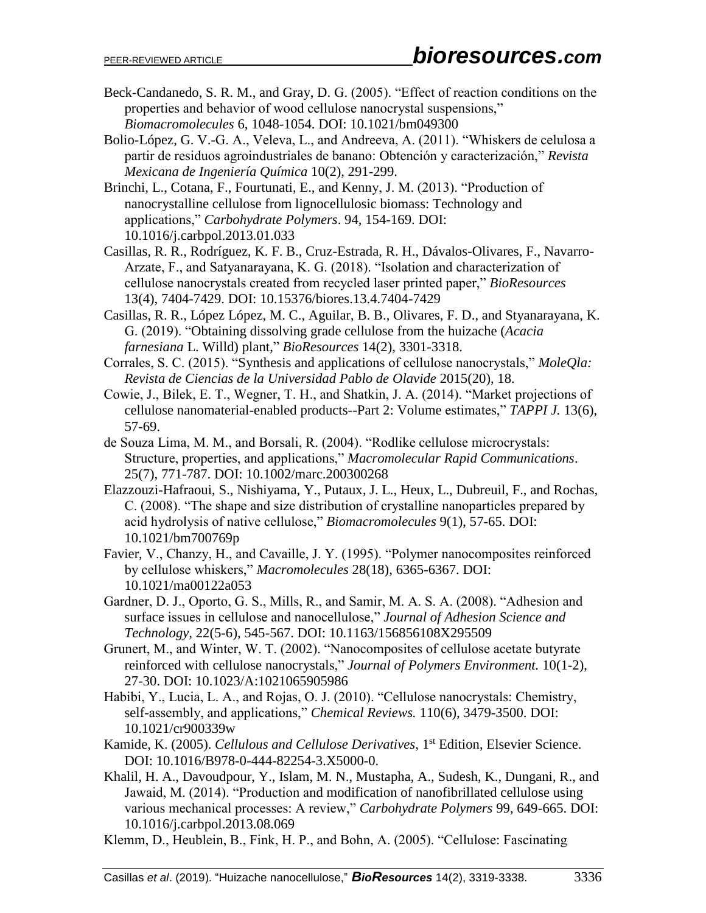Beck-Candanedo, S. R. M., and Gray, D. G. (2005). “Effect of reaction conditions on the properties and behavior of wood cellulose nanocrystal suspensions,” *Biomacromolecules* 6, 1048-1054. DOI: 10.1021/bm049300

Bolio-López, G. V.-G. A., Veleva, L., and Andreeva, A. (2011). “Whiskers de celulosa a partir de residuos agroindustriales de banano: Obtención y caracterización,” *Revista Mexicana de Ingeniería Química* 10(2), 291-299.

Brinchi, L., Cotana, F., Fourtunati, E., and Kenny, J. M. (2013). “Production of nanocrystalline cellulose from lignocellulosic biomass: Technology and applications,” *Carbohydrate Polymers*. 94, 154-169. DOI: 10.1016/j.carbpol.2013.01.033

Casillas, R. R., Rodríguez, K. F. B., Cruz-Estrada, R. H., Dávalos-Olivares, F., Navarro-Arzate, F., and Satyanarayana, K. G. (2018). “Isolation and characterization of cellulose nanocrystals created from recycled laser printed paper,” *BioResources* 13(4), 7404-7429. DOI: 10.15376/biores.13.4.7404-7429

Casillas, R. R., López López, M. C., Aguilar, B. B., Olivares, F. D., and Styanarayana, K. G. (2019). “Obtaining dissolving grade cellulose from the huizache (*Acacia farnesiana* L. Willd) plant,” *BioResources* 14(2), 3301-3318.

Corrales, S. C. (2015). “Synthesis and applications of cellulose nanocrystals,” *MoleQla: Revista de Ciencias de la Universidad Pablo de Olavide* 2015(20), 18.

Cowie, J., Bilek, E. T., Wegner, T. H., and Shatkin, J. A. (2014). “Market projections of cellulose nanomaterial-enabled products--Part 2: Volume estimates,” *TAPPI J.* 13(6), 57-69.

de Souza Lima, M. M., and Borsali, R. (2004). “Rodlike cellulose microcrystals: Structure, properties, and applications,” *Macromolecular Rapid Communications*. 25(7), 771-787. DOI: 10.1002/marc.200300268

Elazzouzi-Hafraoui, S., Nishiyama, Y., Putaux, J. L., Heux, L., Dubreuil, F., and Rochas, C. (2008). “The shape and size distribution of crystalline nanoparticles prepared by acid hydrolysis of native cellulose,” *Biomacromolecules* 9(1), 57-65. DOI: 10.1021/bm700769p

Favier, V., Chanzy, H., and Cavaille, J. Y. (1995). “Polymer nanocomposites reinforced by cellulose whiskers,” *Macromolecules* 28(18), 6365-6367. DOI: 10.1021/ma00122a053

Gardner, D. J., Oporto, G. S., Mills, R., and Samir, M. A. S. A. (2008). “Adhesion and surface issues in cellulose and nanocellulose,” *Journal of Adhesion Science and Technology,* 22(5-6), 545-567. DOI: 10.1163/156856108X295509

Grunert, M., and Winter, W. T. (2002). “Nanocomposites of cellulose acetate butyrate reinforced with cellulose nanocrystals,” *Journal of Polymers Environment.* 10(1-2), 27-30. DOI: 10.1023/A:1021065905986

Habibi, Y., Lucia, L. A., and Rojas, O. J. (2010). “Cellulose nanocrystals: Chemistry, self-assembly, and applications,” *Chemical Reviews.* 110(6), 3479-3500. DOI: 10.1021/cr900339w

Kamide, K. (2005). *Cellulous and Cellulose Derivatives*, 1st Edition, Elsevier Science. DOI: 10.1016/B978-0-444-82254-3.X5000-0.

Khalil, H. A., Davoudpour, Y., Islam, M. N., Mustapha, A., Sudesh, K., Dungani, R., and Jawaid, M. (2014). “Production and modification of nanofibrillated cellulose using various mechanical processes: A review,” *Carbohydrate Polymers* 99, 649-665. DOI: 10.1016/j.carbpol.2013.08.069

Klemm, D., Heublein, B., Fink, H. P., and Bohn, A. (2005). “Cellulose: Fascinating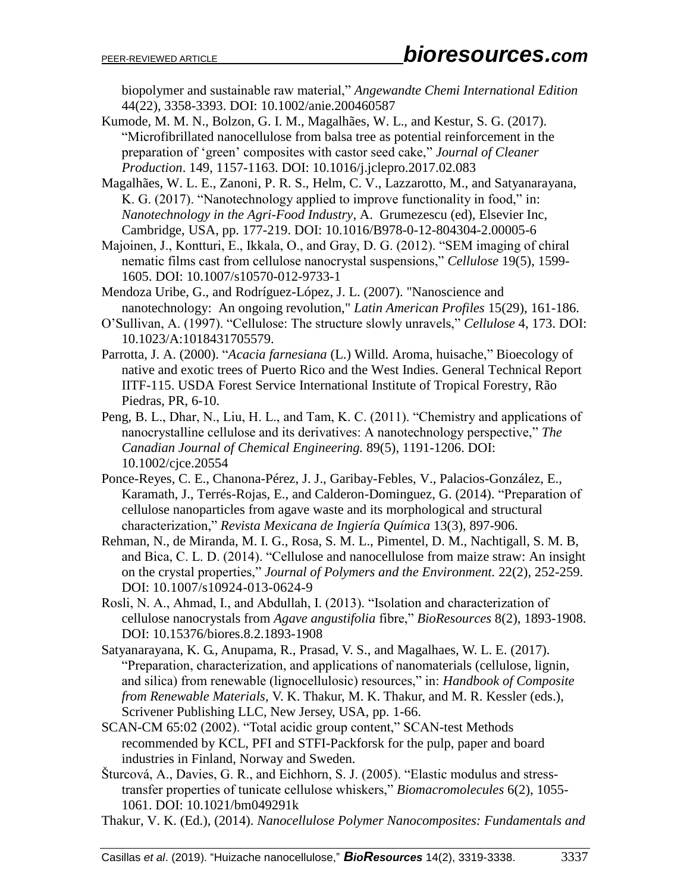biopolymer and sustainable raw material," *Angewandte Chemi International Edition* 44(22), 3358-3393. DOI: 10.1002/anie.200460587

Kumode, M. M. N., Bolzon, G. I. M., Magalhães, W. L., and Kestur, S. G. (2017). "Microfibrillated nanocellulose from balsa tree as potential reinforcement in the preparation of 'green' composites with castor seed cake," *Journal of Cleaner Production*. 149, 1157-1163. DOI: 10.1016/j.jclepro.2017.02.083

Magalhães, W. L. E., Zanoni, P. R. S., Helm, C. V., Lazzarotto, M., and Satyanarayana, K. G. (2017). "Nanotechnology applied to improve functionality in food," in: *Nanotechnology in the Agri-Food Industry*, A. Grumezescu (ed), Elsevier Inc, Cambridge, USA, pp. 177-219. DOI: 10.1016/B978-0-12-804304-2.00005-6

Majoinen, J., Kontturi, E., Ikkala, O., and Gray, D. G. (2012). "SEM imaging of chiral nematic films cast from cellulose nanocrystal suspensions," *Cellulose* 19(5), 1599-1605. DOI: 10.1007/s10570-012-9733-1

Mendoza Uribe, G., and Rodríguez-López, J. L. (2007). "Nanoscience and nanotechnology: An ongoing revolution," *Latin American Profiles* 15(29), 161-186.

O'Sullivan, A. (1997). "Cellulose: The structure slowly unravels," *Cellulose* 4, 173. DOI: 10.1023/A:1018431705579.

Parrotta, J. A. (2000). "*Acacia farnesiana* (L.) Willd. Aroma, huisache," Bioecology of native and exotic trees of Puerto Rico and the West Indies. General Technical Report IITF-115. USDA Forest Service International Institute of Tropical Forestry, Rão Piedras, PR, 6-10.

Peng, B. L., Dhar, N., Liu, H. L., and Tam, K. C. (2011). "Chemistry and applications of nanocrystalline cellulose and its derivatives: A nanotechnology perspective," *The Canadian Journal of Chemical Engineering.* 89(5), 1191-1206. DOI: 10.1002/cjce.20554

Ponce-Reyes, C. E., Chanona-Pérez, J. J., Garibay-Febles, V., Palacios-González, E., Karamath, J., Terrés-Rojas, E., and Calderon-Dominguez, G. (2014). "Preparation of cellulose nanoparticles from agave waste and its morphological and structural characterization," *Revista Mexicana de Ingiería Química* 13(3), 897-906.

Rehman, N., de Miranda, M. I. G., Rosa, S. M. L., Pimentel, D. M., Nachtigall, S. M. B, and Bica, C. L. D. (2014). "Cellulose and nanocellulose from maize straw: An insight on the crystal properties," *Journal of Polymers and the Environment.* 22(2), 252-259. DOI: 10.1007/s10924-013-0624-9

Rosli, N. A., Ahmad, I., and Abdullah, I. (2013). "Isolation and characterization of cellulose nanocrystals from *Agave angustifolia* fibre," *BioResources* 8(2), 1893-1908. DOI: 10.15376/biores.8.2.1893-1908

Satyanarayana, K. G., Anupama, R., Prasad, V. S., and Magalhaes, W. L. E. (2017). "Preparation, characterization, and applications of nanomaterials (cellulose, lignin, and silica) from renewable (lignocellulosic) resources," in: *Handbook of Composite from Renewable Materials*, V. K. Thakur, M. K. Thakur, and M. R. Kessler (eds.), Scrivener Publishing LLC, New Jersey, USA, pp. 1-66.

SCAN-CM 65:02 (2002). "Total acidic group content," SCAN-test Methods recommended by KCL, PFI and STFI-Packforsk for the pulp, paper and board industries in Finland, Norway and Sweden.

Šturcová, A., Davies, G. R., and Eichhorn, S. J. (2005). "Elastic modulus and stress-transfer properties of tunicate cellulose whiskers," *Biomacromolecules* 6(2), 1055-1061. DOI: 10.1021/bm049291k

Thakur, V. K. (Ed.), (2014). *Nanocellulose Polymer Nanocomposites: Fundamentals and*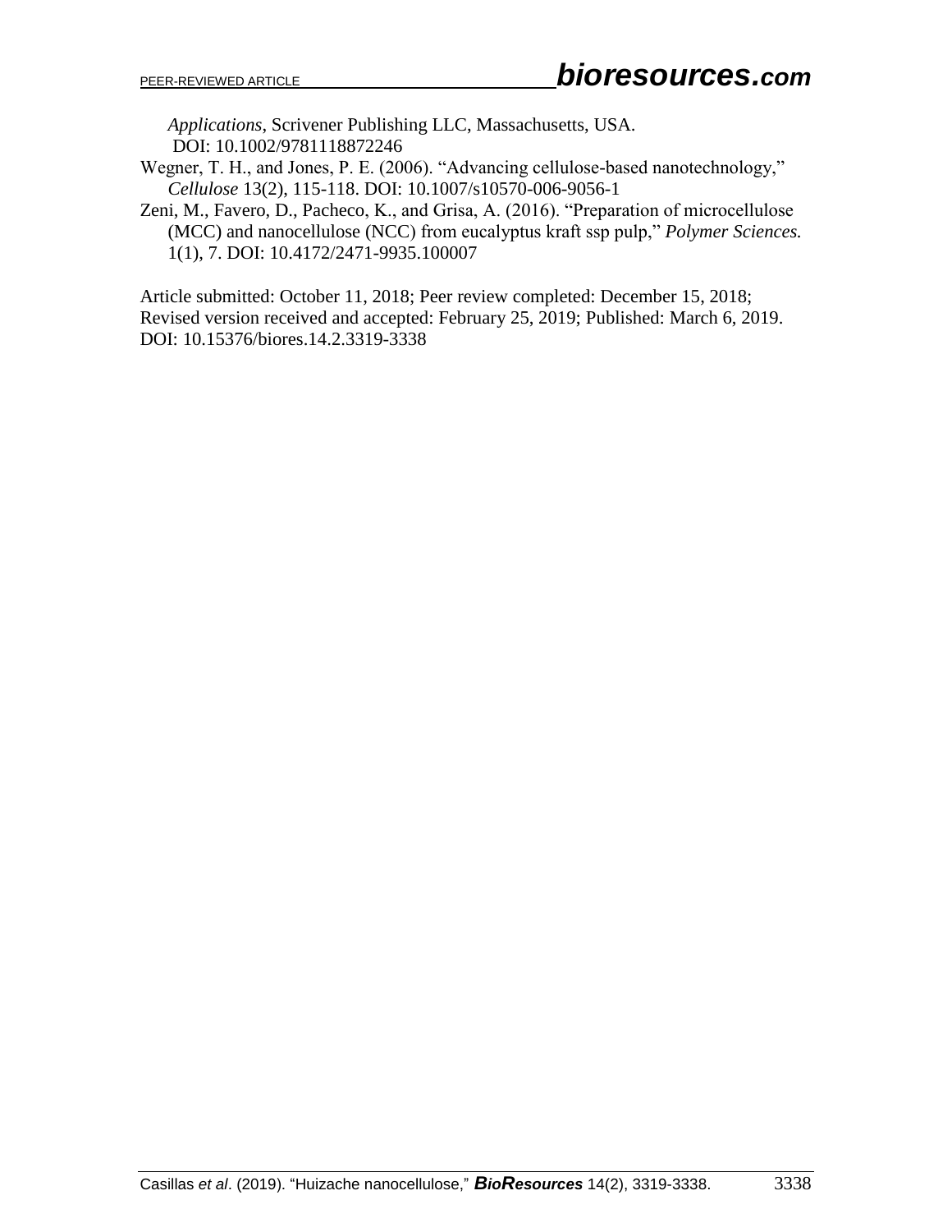*Applications*, Scrivener Publishing LLC, Massachusetts, USA. DOI: 10.1002/9781118872246

Wegner, T. H., and Jones, P. E. (2006). "Advancing cellulose-based nanotechnology," *Cellulose* 13(2), 115-118. DOI: 10.1007/s10570-006-9056-1

Zeni, M., Favero, D., Pacheco, K., and Grisa, A. (2016). "Preparation of microcellulose (MCC) and nanocellulose (NCC) from eucalyptus kraft ssp pulp," *Polymer Sciences.* 1(1), 7. DOI: 10.4172/2471-9935.100007

Article submitted: October 11, 2018; Peer review completed: December 15, 2018; Revised version received and accepted: February 25, 2019; Published: March 6, 2019. DOI: 10.15376/biores.14.2.3319-3338